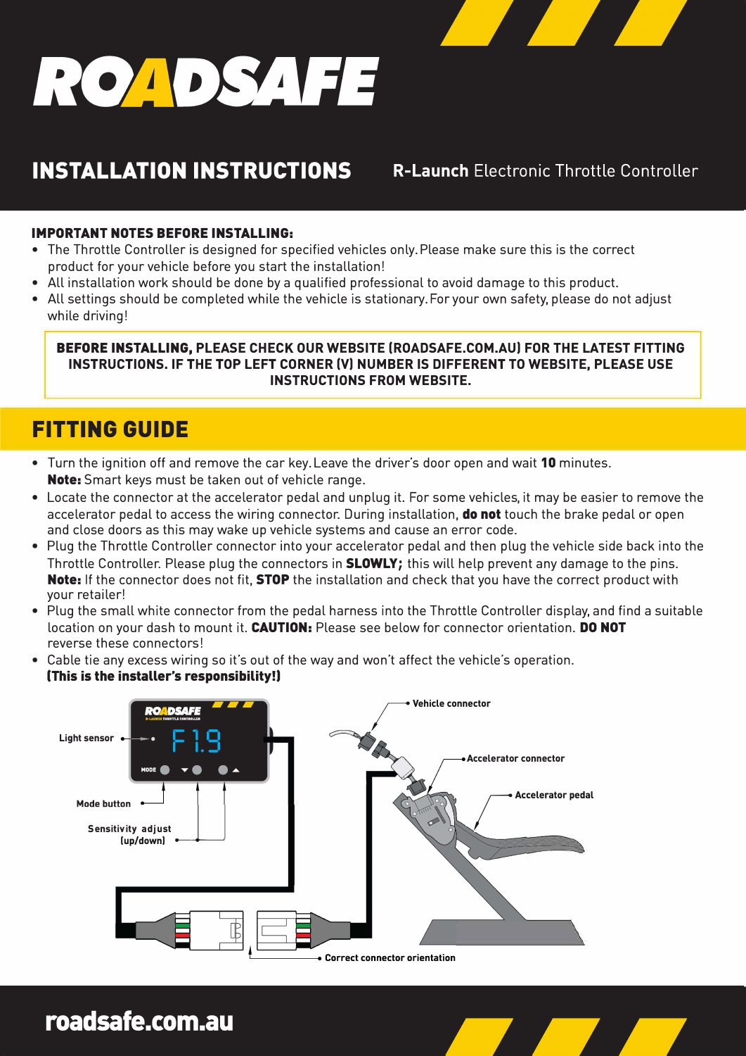# ROADSAFE

## INSTALLATION INSTRUCTIONS

**R-Launch** Electronic Throttle Controller

### IMPORTANT NOTES BEFORE INSTALLING:

- The Throttle Controller is designed for specified vehicles only. Please make sure this is the correct product for your vehicle before you start the installation!
- All installation work should be done by a qualified professional to avoid damage to this product.
- All settings should be completed while the vehicle is stationary. For your own safety, please do not adjust while driving!

**BEFORE INSTALLING, PLEASE CHECK OUR WEBSITE (ROADSAFE.COM.AU) FOR THE LATEST FITTING INSTRUCTIONS. IF THE TOP LEFT CORNER (V) NUMBER IS DIFFERENT TO WEBSITE, PLEASE USE INSTRUCTIONS FROM WEBSITE.**

## FITTING GUIDE

- Turn the ignition off and remove the car key. Leave the driver's door open and wait **10** minutes.
  **Note:** Smart keys must be taken out of vehicle range.
- Locate the connector at the accelerator pedal and unplug it. For some vehicles, it may be easier to remove the accelerator pedal to access the wiring connector. During installation, **do not** touch the brake pedal or open and close doors as this may wake up vehicle systems and cause an error code.
- Plug the Throttle Controller connector into your accelerator pedal and then plug the vehicle side back into the Throttle Controller. Please plug the connectors in **SLOWLY;** this will help prevent any damage to the pins.
  **Note:** If the connector does not fit, **STOP** the installation and check that you have the correct product with your retailer!
- Plug the small white connector from the pedal harness into the Throttle Controller display, and find a suitable location on your dash to mount it. **CAUTION:** Please see below for connector orientation. **DO NOT** reverse these connectors!
- Cable tie any excess wiring so it's out of the way and won't affect the vehicle's operation.
  **(This is the installer's responsibility!)**

Light sensor

Mode button

Sensitivity adjust (up/down)

Vehicle connector

Accelerator connector

Accelerator pedal

Correct connector orientation

roadsafe.com.au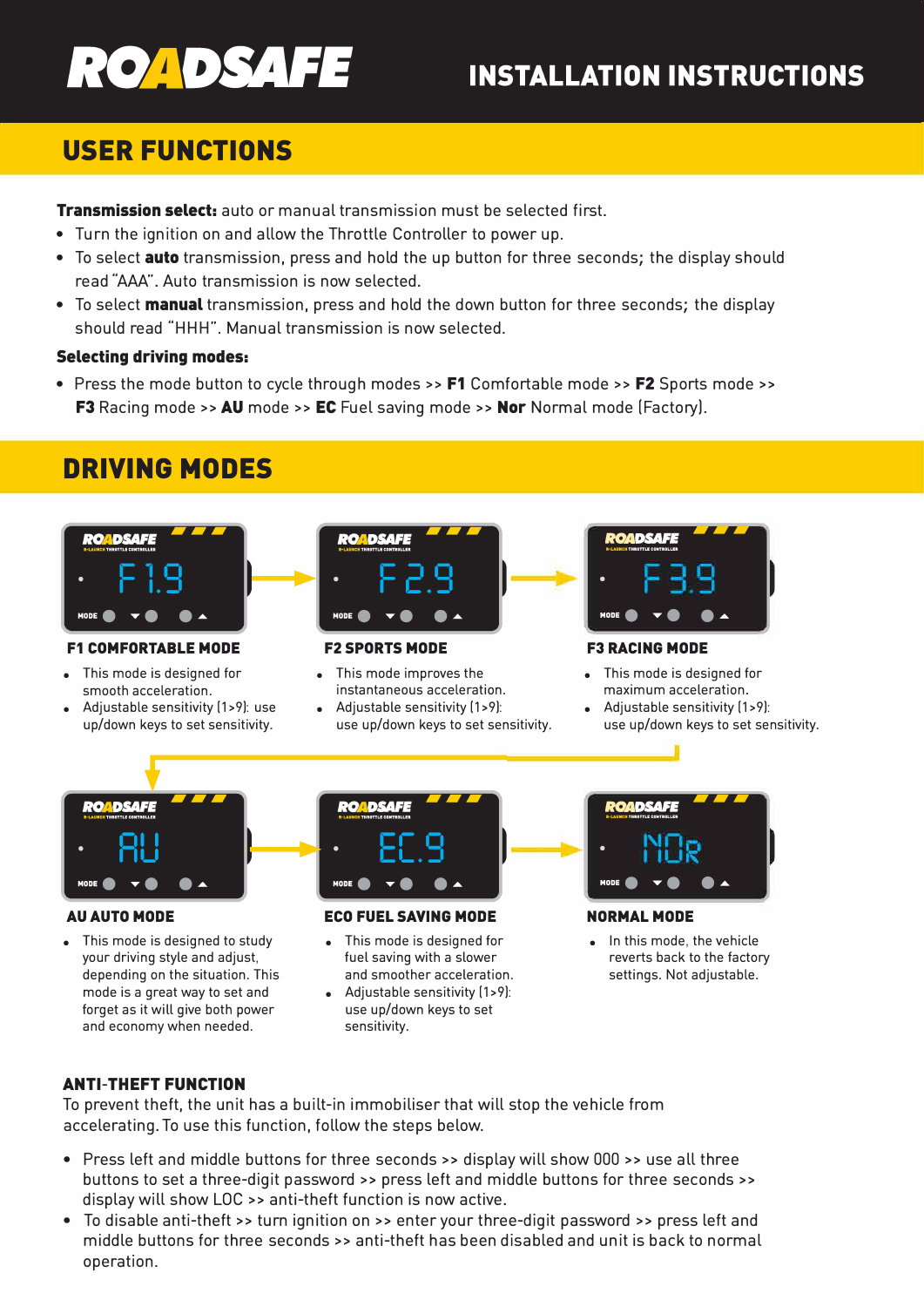# ROADSAFE INSTALLATION INSTRUCTIONS

## USER FUNCTIONS

**Transmission select:** auto or manual transmission must be selected first.

- Turn the ignition on and allow the Throttle Controller to power up.
- To select **auto** transmission, press and hold the up button for three seconds; the display should read "AAA". Auto transmission is now selected.
- To select **manual** transmission, press and hold the down button for three seconds; the display should read "HHH". Manual transmission is now selected.

**Selecting driving modes:**

- Press the mode button to cycle through modes >> **F1** Comfortable mode >> **F2** Sports mode >> **F3** Racing mode >> **AU** mode >> **EC** Fuel saving mode >> **Nor** Normal mode (Factory).

## DRIVING MODES

### F1 COMFORTABLE MODE

- This mode is designed for smooth acceleration.
- Adjustable sensitivity (1>9): use up/down keys to set sensitivity.

### F2 SPORTS MODE

- This mode improves the instantaneous acceleration.
- Adjustable sensitivity (1>9): use up/down keys to set sensitivity.

### F3 RACING MODE

- This mode is designed for maximum acceleration.
- Adjustable sensitivity (1>9): use up/down keys to set sensitivity.

### AU AUTO MODE

- This mode is designed to study your driving style and adjust, depending on the situation. This mode is a great way to set and forget as it will give both power and economy when needed.

### ECO FUEL SAVING MODE

- This mode is designed for fuel saving with a slower and smoother acceleration.
- Adjustable sensitivity (1>9): use up/down keys to set sensitivity.

### NORMAL MODE

- In this mode, the vehicle reverts back to the factory settings. Not adjustable.

### ANTI-THEFT FUNCTION

To prevent theft, the unit has a built-in immobiliser that will stop the vehicle from accelerating. To use this function, follow the steps below.

- Press left and middle buttons for three seconds >> display will show 000 >> use all three buttons to set a three-digit password >> press left and middle buttons for three seconds >> display will show LOC >> anti-theft function is now active.
- To disable anti-theft >> turn ignition on >> enter your three-digit password >> press left and middle buttons for three seconds >> anti-theft has been disabled and unit is back to normal operation.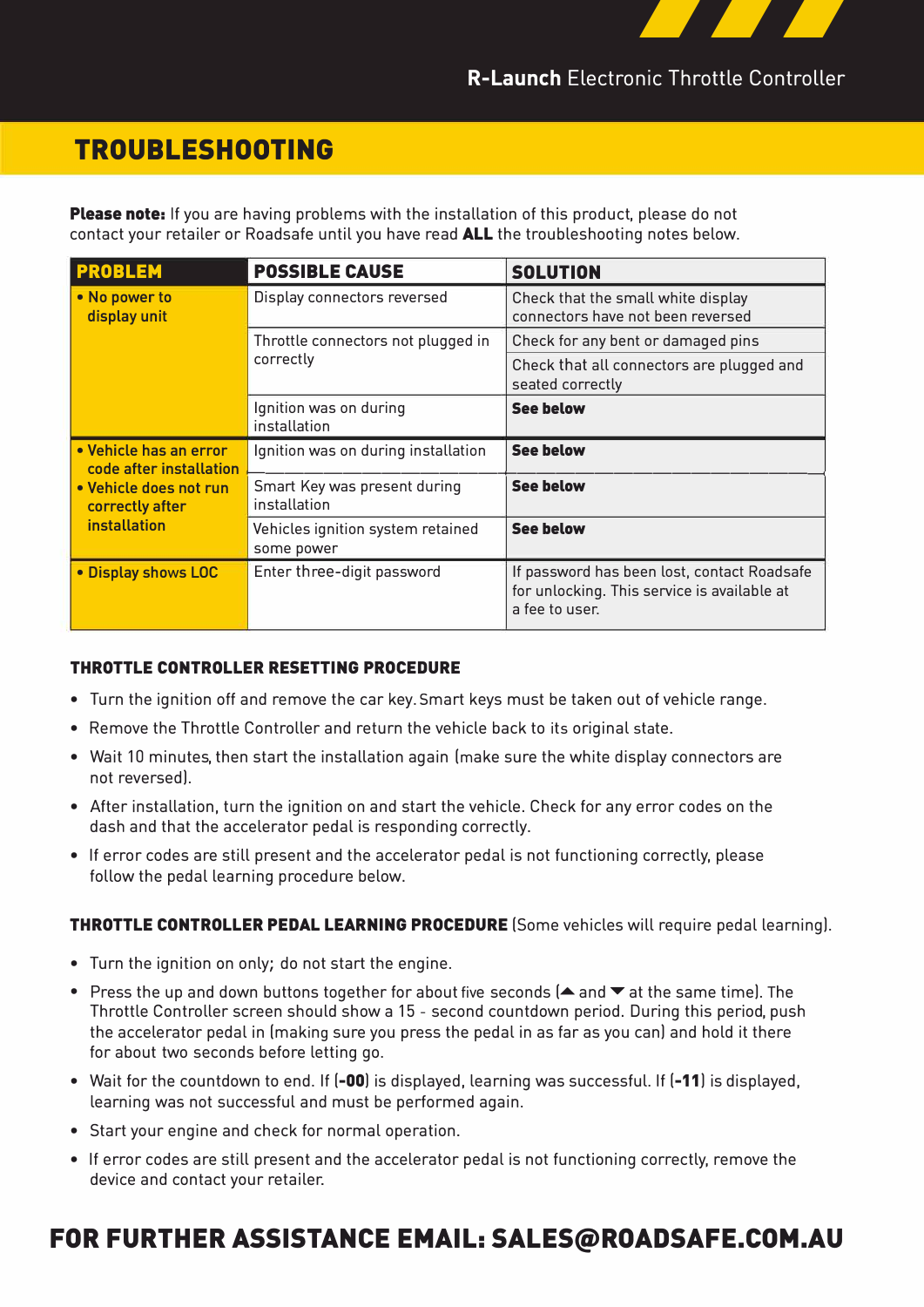# TROUBLESHOOTING

**Please note:** If you are having problems with the installation of this product, please do not contact your retailer or Roadsafe until you have read **ALL** the troubleshooting notes below.

| PROBLEM | POSSIBLE CAUSE | SOLUTION |
|---|---|---|
| • No power to display unit | Display connectors reversed | Check that the small white display connectors have not been reversed |
| | Throttle connectors not plugged in correctly | Check for any bent or damaged pins |
| | | Check that all connectors are plugged and seated correctly |
| | Ignition was on during installation | **See below** |
| • Vehicle has an error code after installation • Vehicle does not run correctly after installation | Ignition was on during installation | **See below** |
| | Smart Key was present during installation | **See below** |
| | Vehicles ignition system retained some power | **See below** |
| • Display shows LOC | Enter three-digit password | If password has been lost, contact Roadsafe for unlocking. This service is available at a fee to user. |

### THROTTLE CONTROLLER RESETTING PROCEDURE

- Turn the ignition off and remove the car key. Smart keys must be taken out of vehicle range.
- Remove the Throttle Controller and return the vehicle back to its original state.
- Wait 10 minutes, then start the installation again (make sure the white display connectors are not reversed).
- After installation, turn the ignition on and start the vehicle. Check for any error codes on the dash and that the accelerator pedal is responding correctly.
- If error codes are still present and the accelerator pedal is not functioning correctly, please follow the pedal learning procedure below.

### THROTTLE CONTROLLER PEDAL LEARNING PROCEDURE (Some vehicles will require pedal learning).

- Turn the ignition on only; do not start the engine.
- Press the up and down buttons together for about five seconds (▲ and ▼ at the same time). The Throttle Controller screen should show a 15 - second countdown period. During this period, push the accelerator pedal in (making sure you press the pedal in as far as you can) and hold it there for about two seconds before letting go.
- Wait for the countdown to end. If (**-00**) is displayed, learning was successful. If (**-11**) is displayed, learning was not successful and must be performed again.
- Start your engine and check for normal operation.
- If error codes are still present and the accelerator pedal is not functioning correctly, remove the device and contact your retailer.

## FOR FURTHER ASSISTANCE EMAIL: SALES@ROADSAFE.COM.AU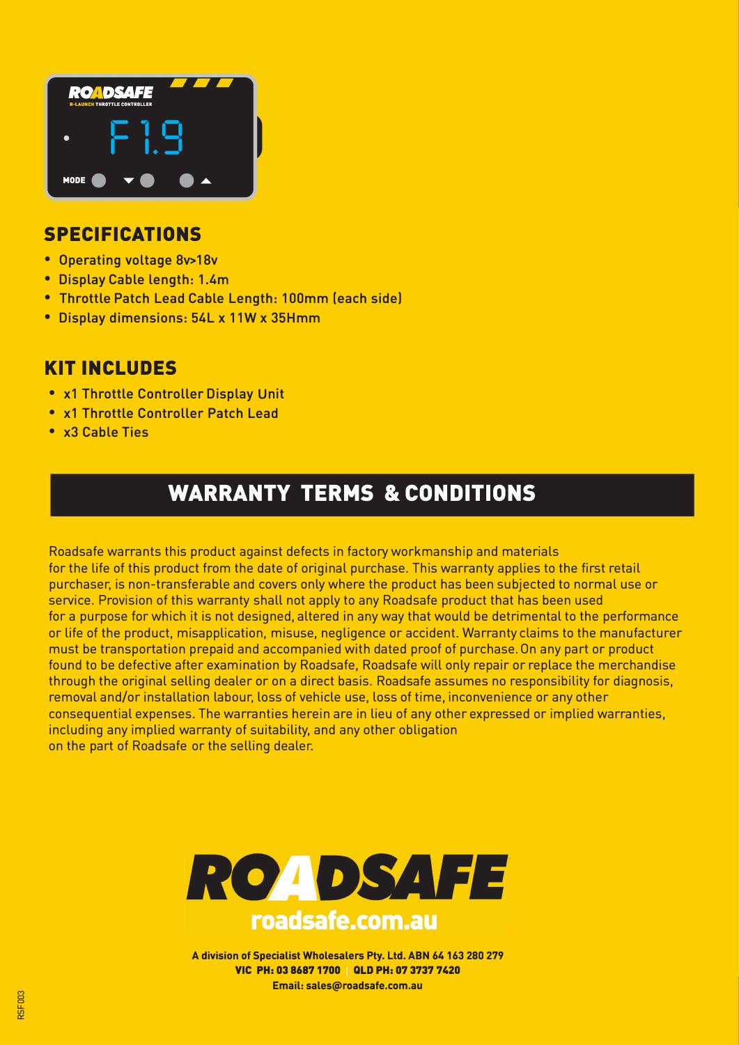## SPECIFICATIONS

- Operating voltage 8v>18v
- Display Cable length: 1.4m
- Throttle Patch Lead Cable Length: 100mm (each side)
- Display dimensions: 54L x 11W x 35Hmm

## KIT INCLUDES

- x1 Throttle Controller Display Unit
- x1 Throttle Controller Patch Lead
- x3 Cable Ties

## WARRANTY TERMS & CONDITIONS

Roadsafe warrants this product against defects in factory workmanship and materials for the life of this product from the date of original purchase. This warranty applies to the first retail purchaser, is non-transferable and covers only where the product has been subjected to normal use or service. Provision of this warranty shall not apply to any Roadsafe product that has been used for a purpose for which it is not designed, altered in any way that would be detrimental to the performance or life of the product, misapplication, misuse, negligence or accident. Warranty claims to the manufacturer must be transportation prepaid and accompanied with dated proof of purchase. On any part or product found to be defective after examination by Roadsafe, Roadsafe will only repair or replace the merchandise through the original selling dealer or on a direct basis. Roadsafe assumes no responsibility for diagnosis, removal and/or installation labour, loss of vehicle use, loss of time, inconvenience or any other consequential expenses. The warranties herein are in lieu of any other expressed or implied warranties, including any implied warranty of suitability, and any other obligation on the part of Roadsafe or the selling dealer.

ROADSAFE

roadsafe.com.au

**A division of Specialist Wholesalers Pty. Ltd. ABN 64 163 280 279**
**VIC PH: 03 8687 1700 | QLD PH: 07 3737 7420**
**Email: sales@roadsafe.com.au**

RSF003